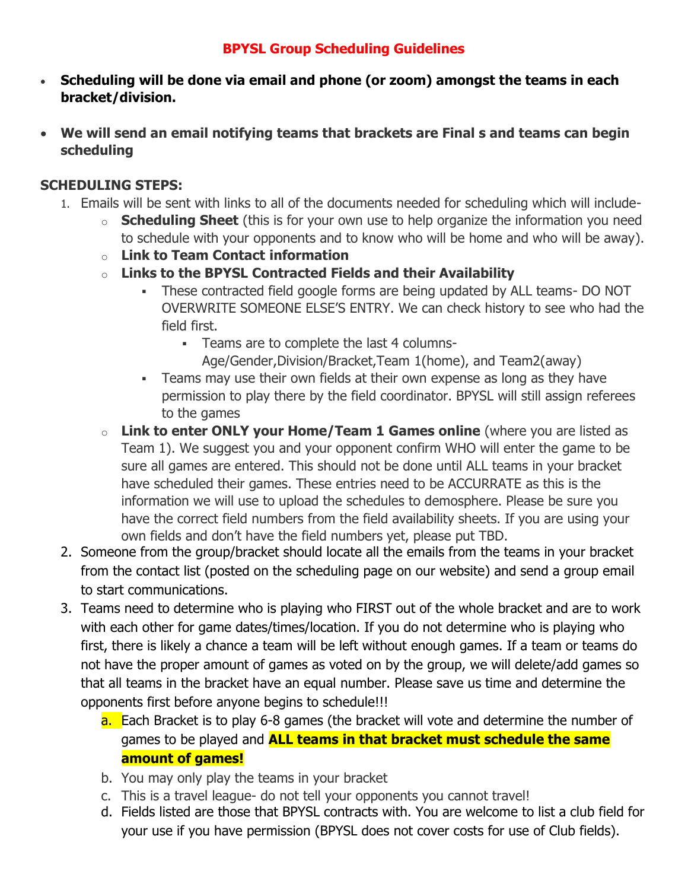# BPYSL Group Scheduling Guidelines

- **Scheduling will be done via email and phone (or zoom) amongst the teams in each bracket/division.**
- **We will send an email notifying teams that brackets are Final s and teams can begin scheduling**

## SCHEDULING STEPS:

1. Emails will be sent with links to all of the documents needed for scheduling which will include-
   - **Scheduling Sheet** (this is for your own use to help organize the information you need to schedule with your opponents and to know who will be home and who will be away).
   - **Link to Team Contact information**
   - **Links to the BPYSL Contracted Fields and their Availability**
     - These contracted field google forms are being updated by ALL teams- DO NOT OVERWRITE SOMEONE ELSE'S ENTRY. We can check history to see who had the field first.
       - Teams are to complete the last 4 columns- Age/Gender,Division/Bracket,Team 1(home), and Team2(away)
     - Teams may use their own fields at their own expense as long as they have permission to play there by the field coordinator. BPYSL will still assign referees to the games
   - **Link to enter ONLY your Home/Team 1 Games online** (where you are listed as Team 1). We suggest you and your opponent confirm WHO will enter the game to be sure all games are entered. This should not be done until ALL teams in your bracket have scheduled their games. These entries need to be ACCURRATE as this is the information we will use to upload the schedules to demosphere. Please be sure you have the correct field numbers from the field availability sheets. If you are using your own fields and don't have the field numbers yet, please put TBD.
2. Someone from the group/bracket should locate all the emails from the teams in your bracket from the contact list (posted on the scheduling page on our website) and send a group email to start communications.
3. Teams need to determine who is playing who FIRST out of the whole bracket and are to work with each other for game dates/times/location. If you do not determine who is playing who first, there is likely a chance a team will be left without enough games. If a team or teams do not have the proper amount of games as voted on by the group, we will delete/add games so that all teams in the bracket have an equal number. Please save us time and determine the opponents first before anyone begins to schedule!!!
   a. Each Bracket is to play 6-8 games (the bracket will vote and determine the number of games to be played and **ALL teams in that bracket must schedule the same amount of games!**
   b. You may only play the teams in your bracket
   c. This is a travel league- do not tell your opponents you cannot travel!
   d. Fields listed are those that BPYSL contracts with. You are welcome to list a club field for your use if you have permission (BPYSL does not cover costs for use of Club fields).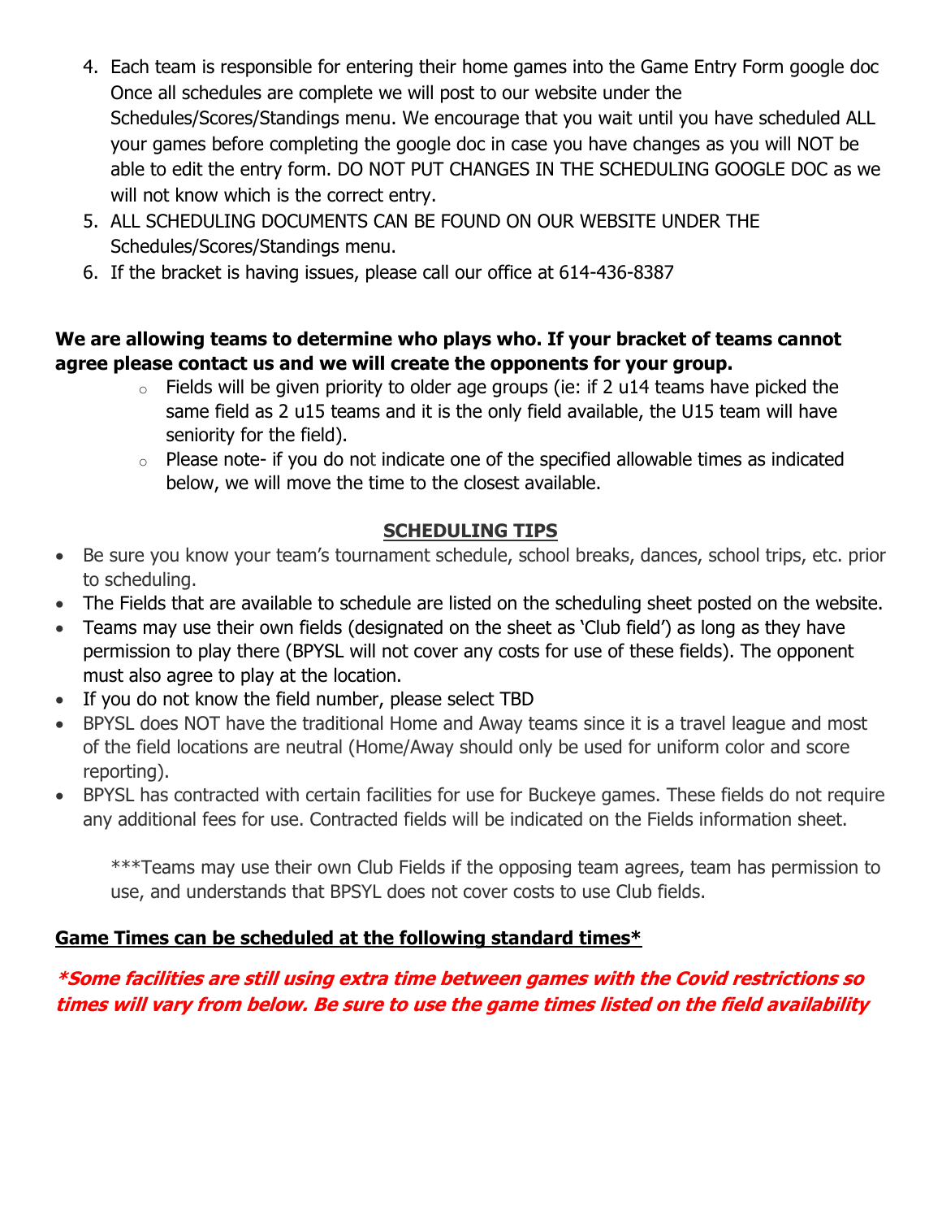4. Each team is responsible for entering their home games into the Game Entry Form google doc Once all schedules are complete we will post to our website under the Schedules/Scores/Standings menu. We encourage that you wait until you have scheduled ALL your games before completing the google doc in case you have changes as you will NOT be able to edit the entry form. DO NOT PUT CHANGES IN THE SCHEDULING GOOGLE DOC as we will not know which is the correct entry.
5. ALL SCHEDULING DOCUMENTS CAN BE FOUND ON OUR WEBSITE UNDER THE Schedules/Scores/Standings menu.
6. If the bracket is having issues, please call our office at 614-436-8387

**We are allowing teams to determine who plays who. If your bracket of teams cannot agree please contact us and we will create the opponents for your group.**

- Fields will be given priority to older age groups (ie: if 2 u14 teams have picked the same field as 2 u15 teams and it is the only field available, the U15 team will have seniority for the field).
- Please note- if you do not indicate one of the specified allowable times as indicated below, we will move the time to the closest available.

## SCHEDULING TIPS

- Be sure you know your team's tournament schedule, school breaks, dances, school trips, etc. prior to scheduling.
- The Fields that are available to schedule are listed on the scheduling sheet posted on the website.
- Teams may use their own fields (designated on the sheet as 'Club field') as long as they have permission to play there (BPYSL will not cover any costs for use of these fields). The opponent must also agree to play at the location.
- If you do not know the field number, please select TBD
- BPYSL does NOT have the traditional Home and Away teams since it is a travel league and most of the field locations are neutral (Home/Away should only be used for uniform color and score reporting).
- BPYSL has contracted with certain facilities for use for Buckeye games. These fields do not require any additional fees for use. Contracted fields will be indicated on the Fields information sheet.

***Teams may use their own Club Fields if the opposing team agrees, team has permission to use, and understands that BPSYL does not cover costs to use Club fields.

**Game Times can be scheduled at the following standard times***

***Some facilities are still using extra time between games with the Covid restrictions so times will vary from below. Be sure to use the game times listed on the field availability***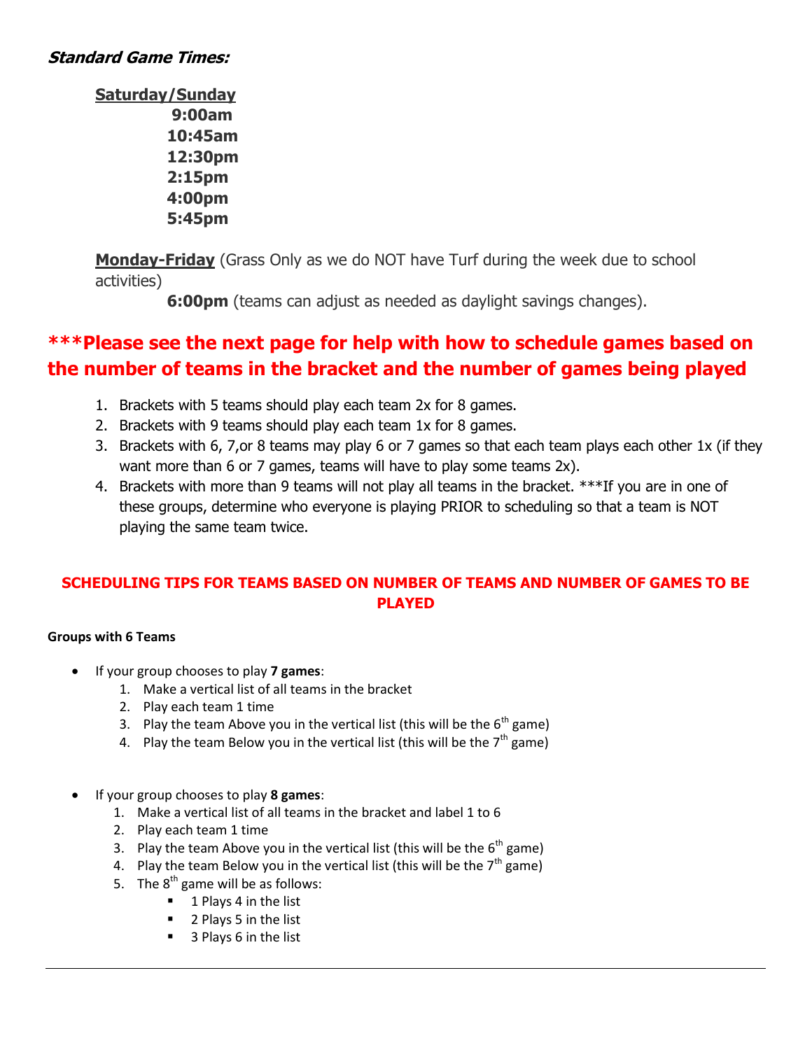***Standard Game Times:***

**Saturday/Sunday**

**9:00am**
**10:45am**
**12:30pm**
**2:15pm**
**4:00pm**
**5:45pm**

**Monday-Friday** (Grass Only as we do NOT have Turf during the week due to school activities)

**6:00pm** (teams can adjust as needed as daylight savings changes).

## ***Please see the next page for help with how to schedule games based on the number of teams in the bracket and the number of games being played

1. Brackets with 5 teams should play each team 2x for 8 games.
2. Brackets with 9 teams should play each team 1x for 8 games.
3. Brackets with 6, 7,or 8 teams may play 6 or 7 games so that each team plays each other 1x (if they want more than 6 or 7 games, teams will have to play some teams 2x).
4. Brackets with more than 9 teams will not play all teams in the bracket. ***If you are in one of these groups, determine who everyone is playing PRIOR to scheduling so that a team is NOT playing the same team twice.

## SCHEDULING TIPS FOR TEAMS BASED ON NUMBER OF TEAMS AND NUMBER OF GAMES TO BE PLAYED

### Groups with 6 Teams

- If your group chooses to play **7 games**:
  1. Make a vertical list of all teams in the bracket
  2. Play each team 1 time
  3. Play the team Above you in the vertical list (this will be the 6th game)
  4. Play the team Below you in the vertical list (this will be the 7th game)

- If your group chooses to play **8 games**:
  1. Make a vertical list of all teams in the bracket and label 1 to 6
  2. Play each team 1 time
  3. Play the team Above you in the vertical list (this will be the 6th game)
  4. Play the team Below you in the vertical list (this will be the 7th game)
  5. The 8th game will be as follows:
     - 1 Plays 4 in the list
     - 2 Plays 5 in the list
     - 3 Plays 6 in the list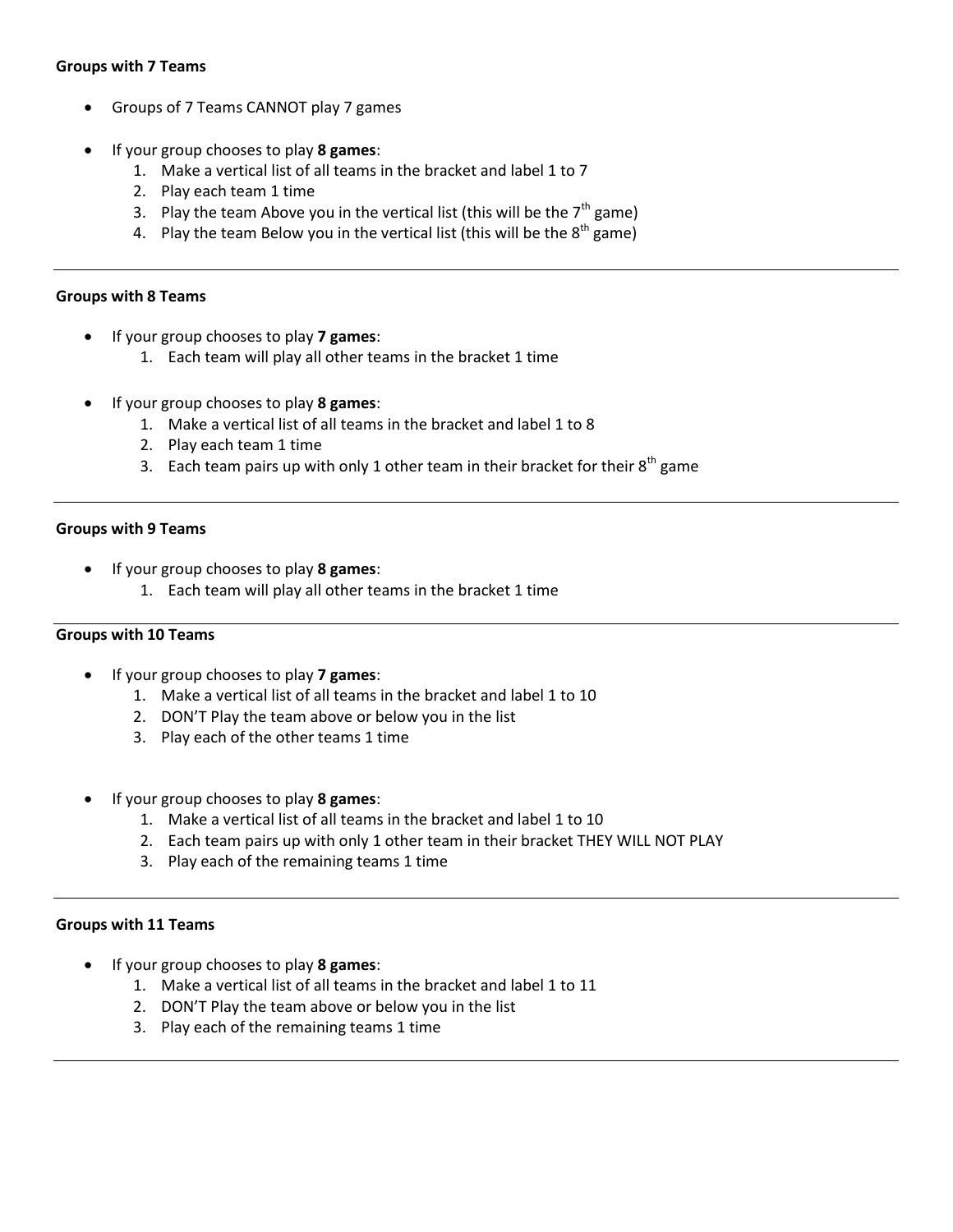**Groups with 7 Teams**

- Groups of 7 Teams CANNOT play 7 games
- If your group chooses to play **8 games**:
  1. Make a vertical list of all teams in the bracket and label 1 to 7
  2. Play each team 1 time
  3. Play the team Above you in the vertical list (this will be the 7th game)
  4. Play the team Below you in the vertical list (this will be the 8th game)

---

**Groups with 8 Teams**

- If your group chooses to play **7 games**:
  1. Each team will play all other teams in the bracket 1 time
- If your group chooses to play **8 games**:
  1. Make a vertical list of all teams in the bracket and label 1 to 8
  2. Play each team 1 time
  3. Each team pairs up with only 1 other team in their bracket for their 8th game

---

**Groups with 9 Teams**

- If your group chooses to play **8 games**:
  1. Each team will play all other teams in the bracket 1 time

---

**Groups with 10 Teams**

- If your group chooses to play **7 games**:
  1. Make a vertical list of all teams in the bracket and label 1 to 10
  2. DON'T Play the team above or below you in the list
  3. Play each of the other teams 1 time
- If your group chooses to play **8 games**:
  1. Make a vertical list of all teams in the bracket and label 1 to 10
  2. Each team pairs up with only 1 other team in their bracket THEY WILL NOT PLAY
  3. Play each of the remaining teams 1 time

---

**Groups with 11 Teams**

- If your group chooses to play **8 games**:
  1. Make a vertical list of all teams in the bracket and label 1 to 11
  2. DON'T Play the team above or below you in the list
  3. Play each of the remaining teams 1 time

---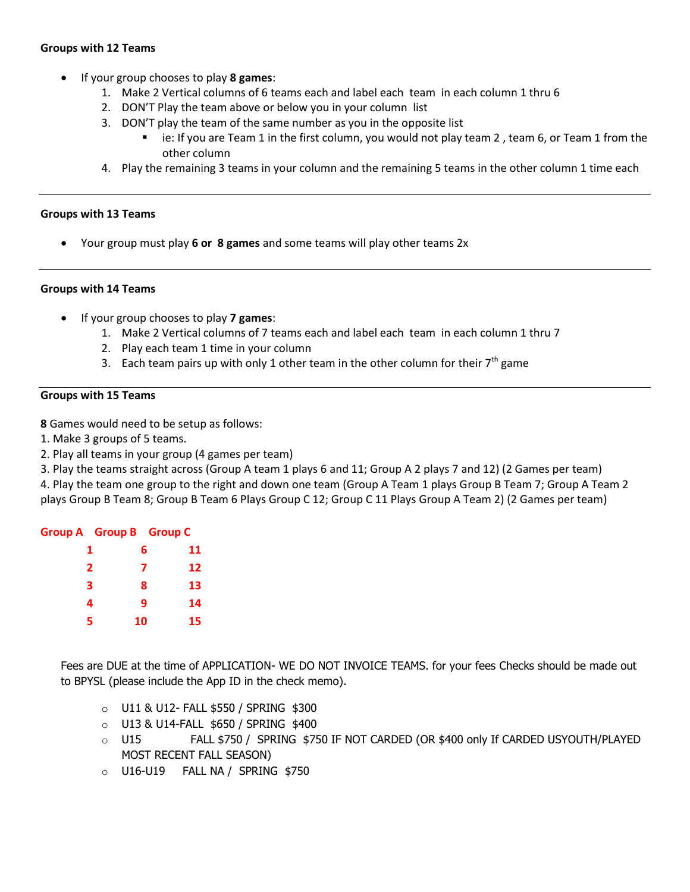**Groups with 12 Teams**

- If your group chooses to play **8 games**:
  1. Make 2 Vertical columns of 6 teams each and label each team in each column 1 thru 6
  2. DON'T Play the team above or below you in your column list
  3. DON'T play the team of the same number as you in the opposite list
     - ie: If you are Team 1 in the first column, you would not play team 2 , team 6, or Team 1 from the other column
  4. Play the remaining 3 teams in your column and the remaining 5 teams in the other column 1 time each

---

**Groups with 13 Teams**

- Your group must play **6 or 8 games** and some teams will play other teams 2x

---

**Groups with 14 Teams**

- If your group chooses to play **7 games**:
  1. Make 2 Vertical columns of 7 teams each and label each team in each column 1 thru 7
  2. Play each team 1 time in your column
  3. Each team pairs up with only 1 other team in the other column for their $7^{th}$ game

---

**Groups with 15 Teams**

**8** Games would need to be setup as follows:
1. Make 3 groups of 5 teams.
2. Play all teams in your group (4 games per team)
3. Play the teams straight across (Group A team 1 plays 6 and 11; Group A 2 plays 7 and 12) (2 Games per team)
4. Play the team one group to the right and down one team (Group A Team 1 plays Group B Team 7; Group A Team 2 plays Group B Team 8; Group B Team 6 Plays Group C 12; Group C 11 Plays Group A Team 2) (2 Games per team)

| Group A | Group B | Group C |
|---|---|---|
| 1 | 6 | 11 |
| 2 | 7 | 12 |
| 3 | 8 | 13 |
| 4 | 9 | 14 |
| 5 | 10 | 15 |

Fees are DUE at the time of APPLICATION- WE DO NOT INVOICE TEAMS. for your fees Checks should be made out to BPYSL (please include the App ID in the check memo).

- U11 & U12- FALL $550 / SPRING $300
- U13 & U14-FALL $650 / SPRING $400
- U15 FALL $750 / SPRING $750 IF NOT CARDED (OR $400 only If CARDED USYOUTH/PLAYED MOST RECENT FALL SEASON)
- U16-U19 FALL NA / SPRING $750